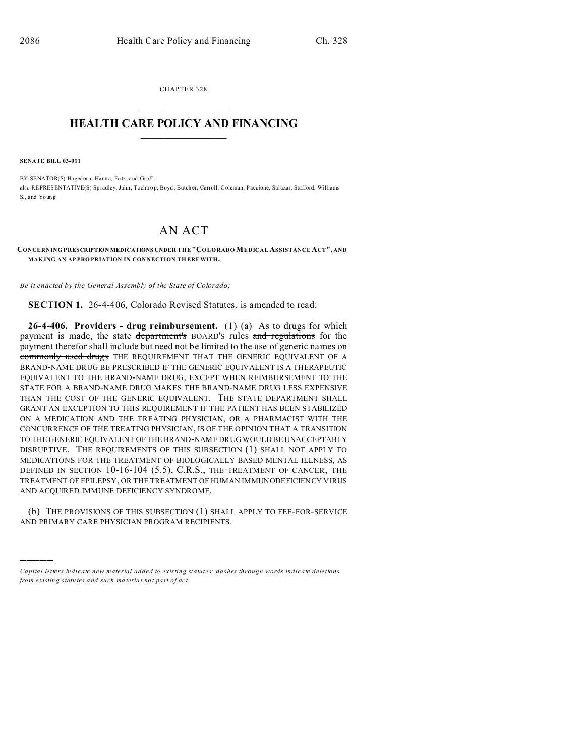CHAPTER 328

# HEALTH CARE POLICY AND FINANCING

**SENATE BILL 03-011**

BY SENATOR(S) Hagedorn, Hanna, Entz, and Groff;
also REPRESENTATIVE(S) Spradley, Jahn, Tochtrop, Boyd, Butcher, Carroll, Coleman, Paccione, Salazar, Stafford, Williams S., and Young.

# AN ACT

**CONCERNING PRESCRIPTION MEDICATIONS UNDER THE "COLORADO MEDICAL ASSISTANCE ACT", AND MAKING AN APPROPRIATION IN CONNECTION THEREWITH.**

*Be it enacted by the General Assembly of the State of Colorado:*

**SECTION 1.** 26-4-406, Colorado Revised Statutes, is amended to read:

**26-4-406. Providers - drug reimbursement.** (1) (a) As to drugs for which payment is made, the state ~~department's~~ BOARD'S rules ~~and regulations~~ for the payment therefor shall include ~~but need not be limited to the use of generic names on commonly used drugs~~ THE REQUIREMENT THAT THE GENERIC EQUIVALENT OF A BRAND-NAME DRUG BE PRESCRIBED IF THE GENERIC EQUIVALENT IS A THERAPEUTIC EQUIVALENT TO THE BRAND-NAME DRUG, EXCEPT WHEN REIMBURSEMENT TO THE STATE FOR A BRAND-NAME DRUG MAKES THE BRAND-NAME DRUG LESS EXPENSIVE THAN THE COST OF THE GENERIC EQUIVALENT. THE STATE DEPARTMENT SHALL GRANT AN EXCEPTION TO THIS REQUIREMENT IF THE PATIENT HAS BEEN STABILIZED ON A MEDICATION AND THE TREATING PHYSICIAN, OR A PHARMACIST WITH THE CONCURRENCE OF THE TREATING PHYSICIAN, IS OF THE OPINION THAT A TRANSITION TO THE GENERIC EQUIVALENT OF THE BRAND-NAME DRUG WOULD BE UNACCEPTABLY DISRUPTIVE. THE REQUIREMENTS OF THIS SUBSECTION (1) SHALL NOT APPLY TO MEDICATIONS FOR THE TREATMENT OF BIOLOGICALLY BASED MENTAL ILLNESS, AS DEFINED IN SECTION 10-16-104 (5.5), C.R.S., THE TREATMENT OF CANCER, THE TREATMENT OF EPILEPSY, OR THE TREATMENT OF HUMAN IMMUNODEFICIENCY VIRUS AND ACQUIRED IMMUNE DEFICIENCY SYNDROME.

(b) THE PROVISIONS OF THIS SUBSECTION (1) SHALL APPLY TO FEE-FOR-SERVICE AND PRIMARY CARE PHYSICIAN PROGRAM RECIPIENTS.

---

*Capital letters indicate new material added to existing statutes; dashes through words indicate deletions from existing statutes and such material not part of act.*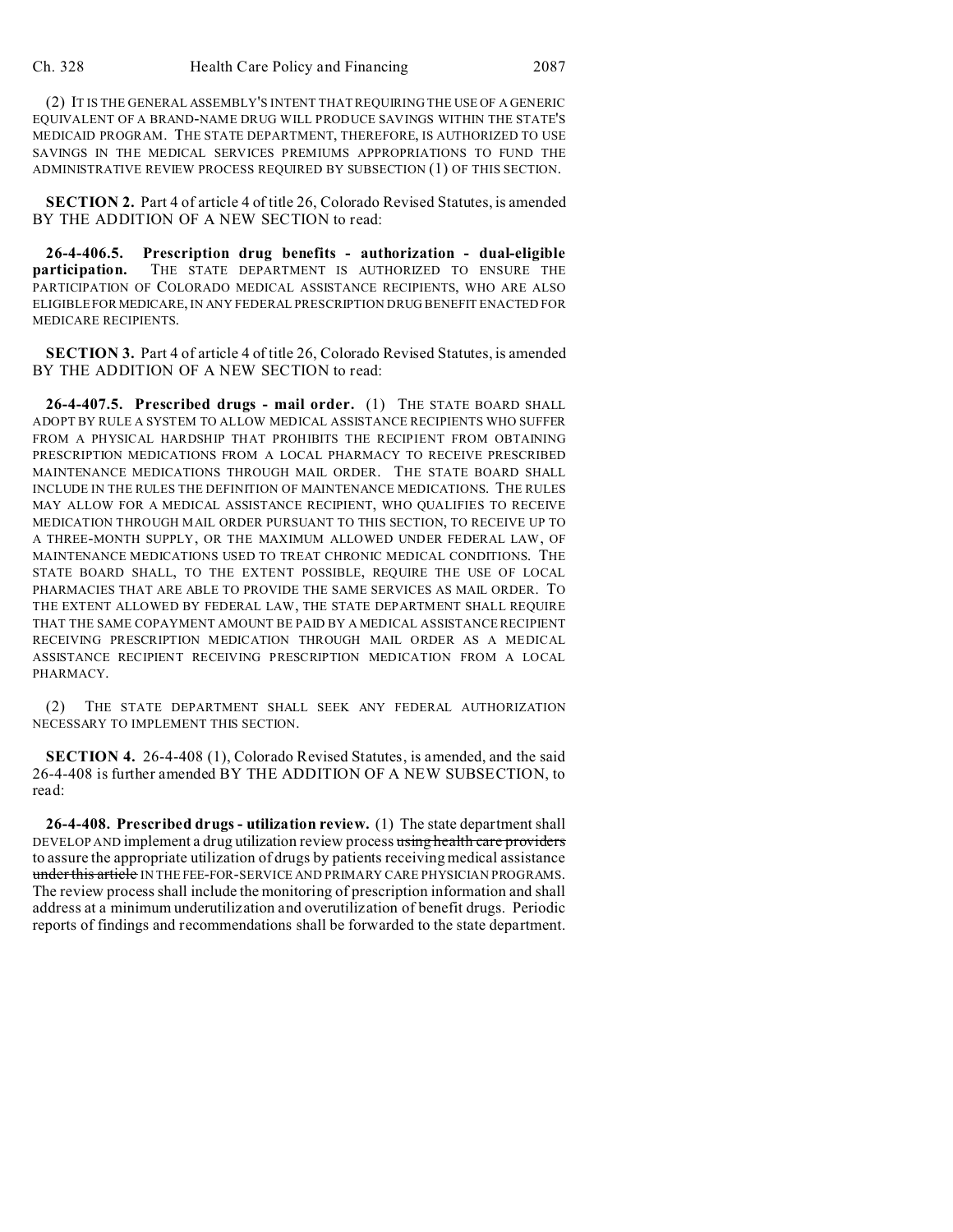(2) IT IS THE GENERAL ASSEMBLY'S INTENT THAT REQUIRING THE USE OF A GENERIC EQUIVALENT OF A BRAND-NAME DRUG WILL PRODUCE SAVINGS WITHIN THE STATE'S MEDICAID PROGRAM. THE STATE DEPARTMENT, THEREFORE, IS AUTHORIZED TO USE SAVINGS IN THE MEDICAL SERVICES PREMIUMS APPROPRIATIONS TO FUND THE ADMINISTRATIVE REVIEW PROCESS REQUIRED BY SUBSECTION (1) OF THIS SECTION.

**SECTION 2.** Part 4 of article 4 of title 26, Colorado Revised Statutes, is amended BY THE ADDITION OF A NEW SECTION to read:

**26-4-406.5. Prescription drug benefits - authorization - dual-eligible participation.** THE STATE DEPARTMENT IS AUTHORIZED TO ENSURE THE PARTICIPATION OF COLORADO MEDICAL ASSISTANCE RECIPIENTS, WHO ARE ALSO ELIGIBLE FOR MEDICARE, IN ANY FEDERAL PRESCRIPTION DRUG BENEFIT ENACTED FOR MEDICARE RECIPIENTS.

**SECTION 3.** Part 4 of article 4 of title 26, Colorado Revised Statutes, is amended BY THE ADDITION OF A NEW SECTION to read:

**26-4-407.5. Prescribed drugs - mail order.** (1) THE STATE BOARD SHALL ADOPT BY RULE A SYSTEM TO ALLOW MEDICAL ASSISTANCE RECIPIENTS WHO SUFFER FROM A PHYSICAL HARDSHIP THAT PROHIBITS THE RECIPIENT FROM OBTAINING PRESCRIPTION MEDICATIONS FROM A LOCAL PHARMACY TO RECEIVE PRESCRIBED MAINTENANCE MEDICATIONS THROUGH MAIL ORDER. THE STATE BOARD SHALL INCLUDE IN THE RULES THE DEFINITION OF MAINTENANCE MEDICATIONS. THE RULES MAY ALLOW FOR A MEDICAL ASSISTANCE RECIPIENT, WHO QUALIFIES TO RECEIVE MEDICATION THROUGH MAIL ORDER PURSUANT TO THIS SECTION, TO RECEIVE UP TO A THREE-MONTH SUPPLY, OR THE MAXIMUM ALLOWED UNDER FEDERAL LAW, OF MAINTENANCE MEDICATIONS USED TO TREAT CHRONIC MEDICAL CONDITIONS. THE STATE BOARD SHALL, TO THE EXTENT POSSIBLE, REQUIRE THE USE OF LOCAL PHARMACIES THAT ARE ABLE TO PROVIDE THE SAME SERVICES AS MAIL ORDER. TO THE EXTENT ALLOWED BY FEDERAL LAW, THE STATE DEPARTMENT SHALL REQUIRE THAT THE SAME COPAYMENT AMOUNT BE PAID BY A MEDICAL ASSISTANCE RECIPIENT RECEIVING PRESCRIPTION MEDICATION THROUGH MAIL ORDER AS A MEDICAL ASSISTANCE RECIPIENT RECEIVING PRESCRIPTION MEDICATION FROM A LOCAL PHARMACY.

(2) THE STATE DEPARTMENT SHALL SEEK ANY FEDERAL AUTHORIZATION NECESSARY TO IMPLEMENT THIS SECTION.

**SECTION 4.** 26-4-408 (1), Colorado Revised Statutes, is amended, and the said 26-4-408 is further amended BY THE ADDITION OF A NEW SUBSECTION, to read:

**26-4-408. Prescribed drugs - utilization review.** (1) The state department shall DEVELOP AND implement a drug utilization review process ~~using health care providers~~ to assure the appropriate utilization of drugs by patients receiving medical assistance ~~under this article~~ IN THE FEE-FOR-SERVICE AND PRIMARY CARE PHYSICIAN PROGRAMS. The review process shall include the monitoring of prescription information and shall address at a minimum underutilization and overutilization of benefit drugs. Periodic reports of findings and recommendations shall be forwarded to the state department.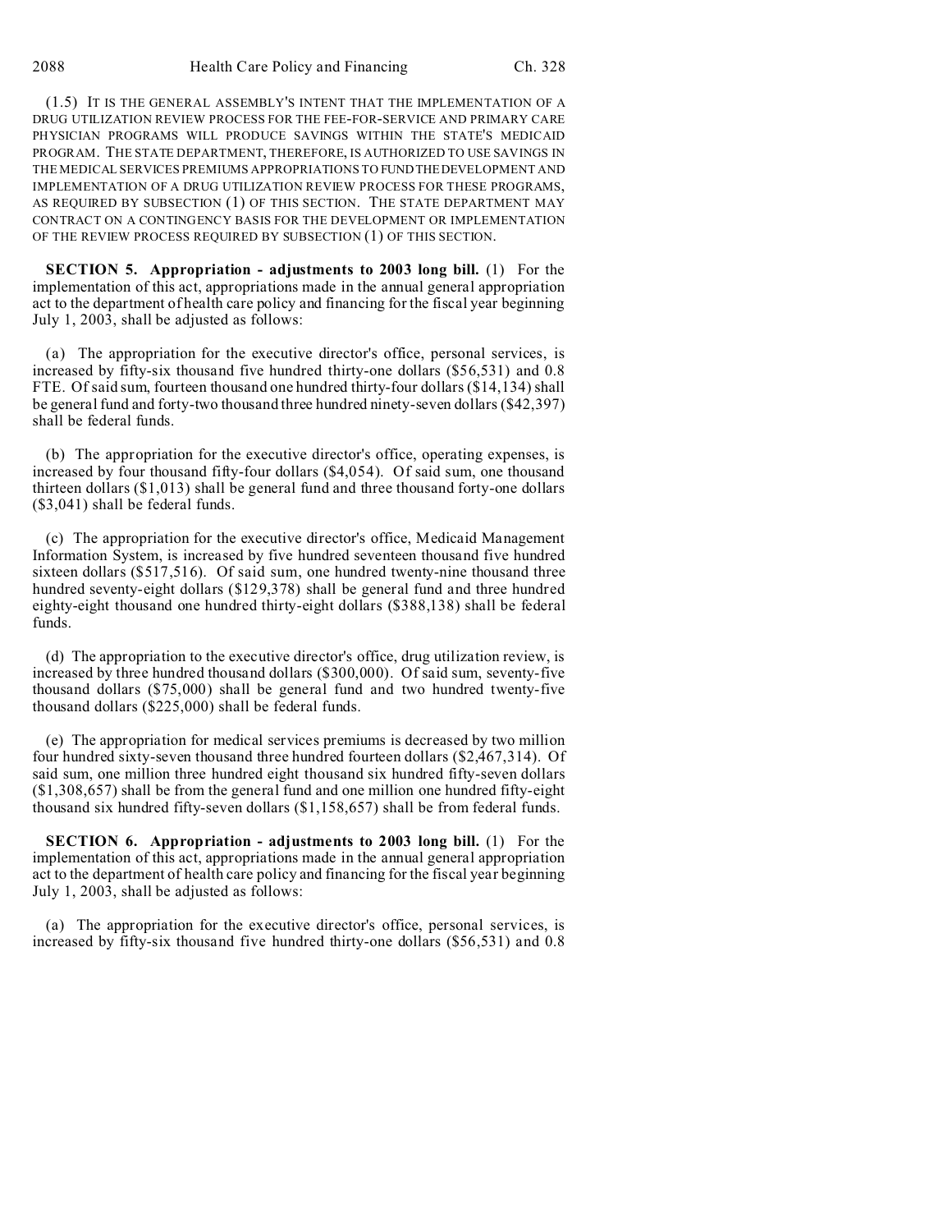(1.5) IT IS THE GENERAL ASSEMBLY'S INTENT THAT THE IMPLEMENTATION OF A DRUG UTILIZATION REVIEW PROCESS FOR THE FEE-FOR-SERVICE AND PRIMARY CARE PHYSICIAN PROGRAMS WILL PRODUCE SAVINGS WITHIN THE STATE'S MEDICAID PROGRAM. THE STATE DEPARTMENT, THEREFORE, IS AUTHORIZED TO USE SAVINGS IN THE MEDICAL SERVICES PREMIUMS APPROPRIATIONS TO FUND THE DEVELOPMENT AND IMPLEMENTATION OF A DRUG UTILIZATION REVIEW PROCESS FOR THESE PROGRAMS, AS REQUIRED BY SUBSECTION (1) OF THIS SECTION. THE STATE DEPARTMENT MAY CONTRACT ON A CONTINGENCY BASIS FOR THE DEVELOPMENT OR IMPLEMENTATION OF THE REVIEW PROCESS REQUIRED BY SUBSECTION (1) OF THIS SECTION.

**SECTION 5. Appropriation - adjustments to 2003 long bill.** (1) For the implementation of this act, appropriations made in the annual general appropriation act to the department of health care policy and financing for the fiscal year beginning July 1, 2003, shall be adjusted as follows:

(a) The appropriation for the executive director's office, personal services, is increased by fifty-six thousand five hundred thirty-one dollars ($56,531) and 0.8 FTE. Of said sum, fourteen thousand one hundred thirty-four dollars ($14,134) shall be general fund and forty-two thousand three hundred ninety-seven dollars ($42,397) shall be federal funds.

(b) The appropriation for the executive director's office, operating expenses, is increased by four thousand fifty-four dollars ($4,054). Of said sum, one thousand thirteen dollars ($1,013) shall be general fund and three thousand forty-one dollars ($3,041) shall be federal funds.

(c) The appropriation for the executive director's office, Medicaid Management Information System, is increased by five hundred seventeen thousand five hundred sixteen dollars ($517,516). Of said sum, one hundred twenty-nine thousand three hundred seventy-eight dollars ($129,378) shall be general fund and three hundred eighty-eight thousand one hundred thirty-eight dollars ($388,138) shall be federal funds.

(d) The appropriation to the executive director's office, drug utilization review, is increased by three hundred thousand dollars ($300,000). Of said sum, seventy-five thousand dollars ($75,000) shall be general fund and two hundred twenty-five thousand dollars ($225,000) shall be federal funds.

(e) The appropriation for medical services premiums is decreased by two million four hundred sixty-seven thousand three hundred fourteen dollars ($2,467,314). Of said sum, one million three hundred eight thousand six hundred fifty-seven dollars ($1,308,657) shall be from the general fund and one million one hundred fifty-eight thousand six hundred fifty-seven dollars ($1,158,657) shall be from federal funds.

**SECTION 6. Appropriation - adjustments to 2003 long bill.** (1) For the implementation of this act, appropriations made in the annual general appropriation act to the department of health care policy and financing for the fiscal year beginning July 1, 2003, shall be adjusted as follows:

(a) The appropriation for the executive director's office, personal services, is increased by fifty-six thousand five hundred thirty-one dollars ($56,531) and 0.8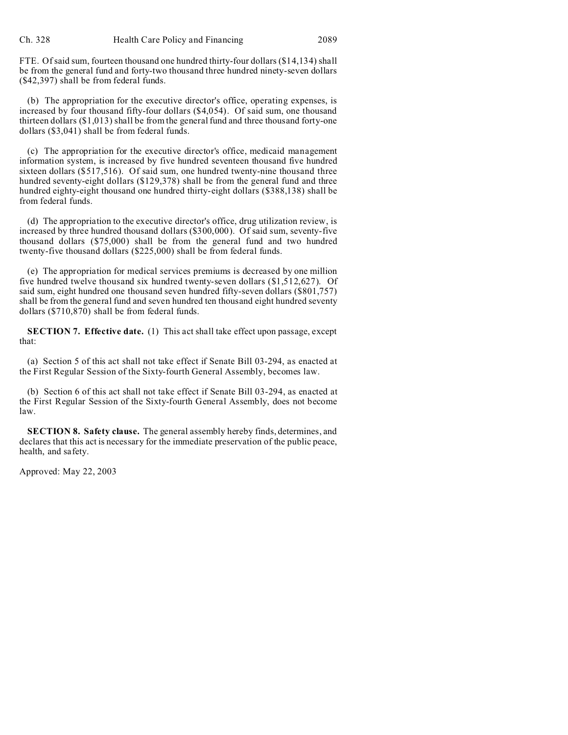FTE. Of said sum, fourteen thousand one hundred thirty-four dollars ($14,134) shall be from the general fund and forty-two thousand three hundred ninety-seven dollars ($42,397) shall be from federal funds.

(b) The appropriation for the executive director's office, operating expenses, is increased by four thousand fifty-four dollars ($4,054). Of said sum, one thousand thirteen dollars ($1,013) shall be from the general fund and three thousand forty-one dollars ($3,041) shall be from federal funds.

(c) The appropriation for the executive director's office, medicaid management information system, is increased by five hundred seventeen thousand five hundred sixteen dollars ($517,516). Of said sum, one hundred twenty-nine thousand three hundred seventy-eight dollars ($129,378) shall be from the general fund and three hundred eighty-eight thousand one hundred thirty-eight dollars ($388,138) shall be from federal funds.

(d) The appropriation to the executive director's office, drug utilization review, is increased by three hundred thousand dollars ($300,000). Of said sum, seventy-five thousand dollars ($75,000) shall be from the general fund and two hundred twenty-five thousand dollars ($225,000) shall be from federal funds.

(e) The appropriation for medical services premiums is decreased by one million five hundred twelve thousand six hundred twenty-seven dollars ($1,512,627). Of said sum, eight hundred one thousand seven hundred fifty-seven dollars ($801,757) shall be from the general fund and seven hundred ten thousand eight hundred seventy dollars ($710,870) shall be from federal funds.

**SECTION 7. Effective date.** (1) This act shall take effect upon passage, except that:

(a) Section 5 of this act shall not take effect if Senate Bill 03-294, as enacted at the First Regular Session of the Sixty-fourth General Assembly, becomes law.

(b) Section 6 of this act shall not take effect if Senate Bill 03-294, as enacted at the First Regular Session of the Sixty-fourth General Assembly, does not become law.

**SECTION 8. Safety clause.** The general assembly hereby finds, determines, and declares that this act is necessary for the immediate preservation of the public peace, health, and safety.

Approved: May 22, 2003